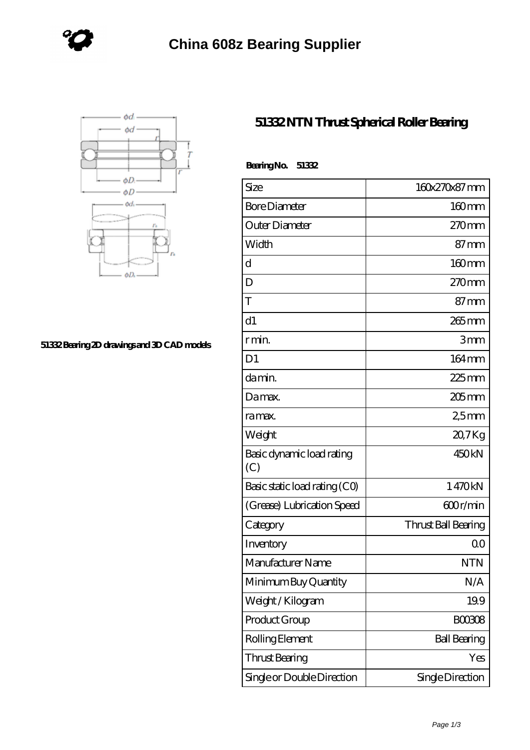# China 608z Bearing Supplier

51332 Bearing 2D drawings and 3D CAD models

## 51332 NTN Thrust Spherical Roller Bearing

**Bearing No. 51332**

| | |
|---|---|
| Size | 160x270x87 mm |
| Bore Diameter | 160 mm |
| Outer Diameter | 270 mm |
| Width | 87 mm |
| d | 160 mm |
| D | 270 mm |
| T | 87 mm |
| d1 | 265 mm |
| r min. | 3 mm |
| D1 | 164 mm |
| da min. | 225 mm |
| Da max. | 205 mm |
| ra max. | 2,5 mm |
| Weight | 20,7 Kg |
| Basic dynamic load rating (C) | 450 kN |
| Basic static load rating (C0) | 1 470 kN |
| (Grease) Lubrication Speed | 600 r/min |
| Category | Thrust Ball Bearing |
| Inventory | 0.0 |
| Manufacturer Name | NTN |
| Minimum Buy Quantity | N/A |
| Weight / Kilogram | 19.9 |
| Product Group | B00308 |
| Rolling Element | Ball Bearing |
| Thrust Bearing | Yes |
| Single or Double Direction | Single Direction |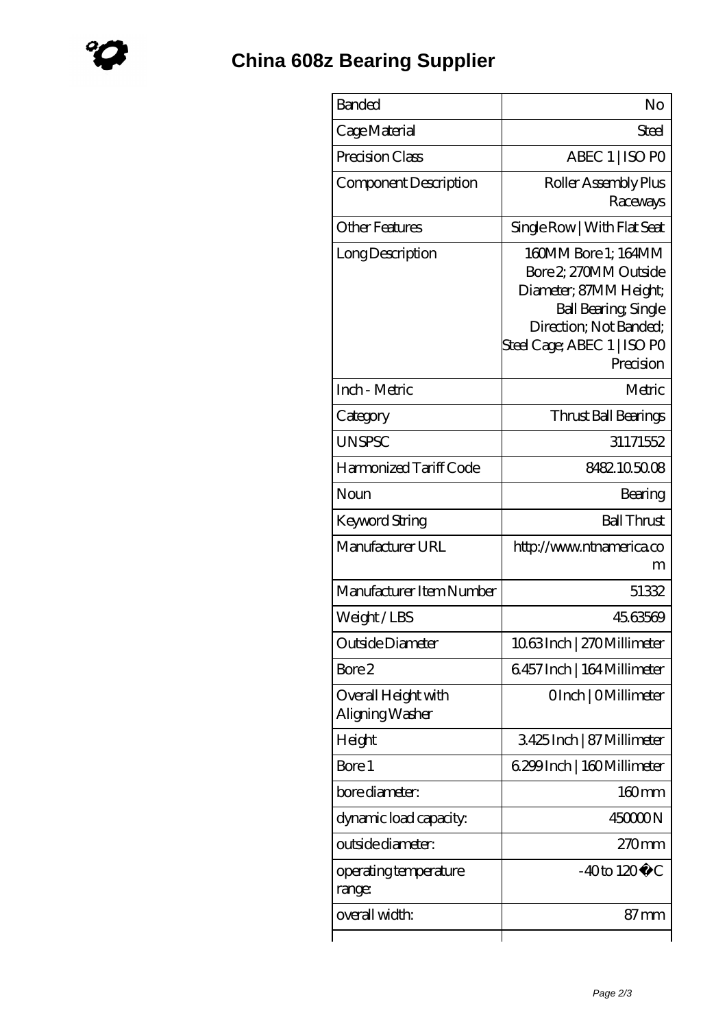# China 608z Bearing Supplier

| | |
|---|---|
| Banded | No |
| Cage Material | Steel |
| Precision Class | ABEC 1 \| ISO P0 |
| Component Description | Roller Assembly Plus Raceways |
| Other Features | Single Row \| With Flat Seat |
| Long Description | 160MM Bore 1; 164MM Bore 2; 270MM Outside Diameter; 87MM Height; Ball Bearing; Single Direction; Not Banded; Steel Cage; ABEC 1 \| ISO P0 Precision |
| Inch - Metric | Metric |
| Category | Thrust Ball Bearings |
| UNSPSC | 31171552 |
| Harmonized Tariff Code | 8482.10.50.08 |
| Noun | Bearing |
| Keyword String | Ball Thrust |
| Manufacturer URL | http://www.ntnamerica.com |
| Manufacturer Item Number | 51332 |
| Weight / LBS | 45.63569 |
| Outside Diameter | 10.63 Inch \| 270 Millimeter |
| Bore 2 | 6.457 Inch \| 164 Millimeter |
| Overall Height with Aligning Washer | 0 Inch \| 0 Millimeter |
| Height | 3.425 Inch \| 87 Millimeter |
| Bore 1 | 6.299 Inch \| 160 Millimeter |
| bore diameter: | 160 mm |
| dynamic load capacity: | 450000 N |
| outside diameter: | 270 mm |
| operating temperature range: | -40 to 120 �C |
| overall width: | 87 mm |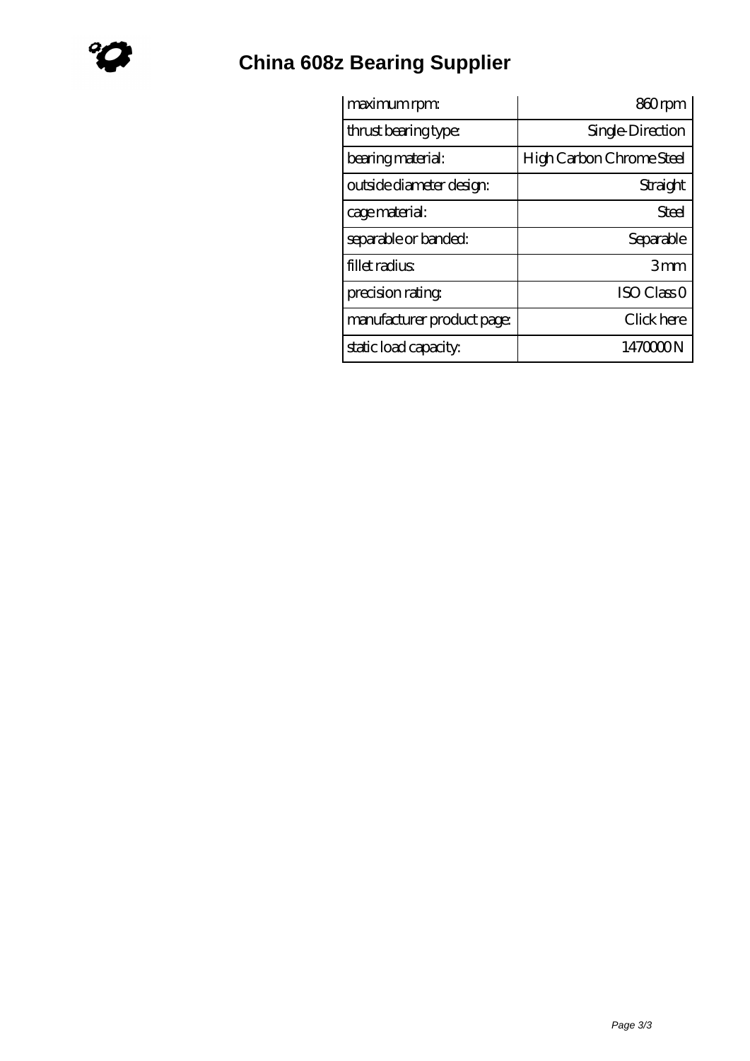| | |
|---|---|
| maximum rpm: | 860 rpm |
| thrust bearing type: | Single-Direction |
| bearing material: | High Carbon Chrome Steel |
| outside diameter design: | Straight |
| cage material: | Steel |
| separable or banded: | Separable |
| fillet radius: | 3 mm |
| precision rating: | ISO Class 0 |
| manufacturer product page: | Click here |
| static load capacity: | 1470000 N |